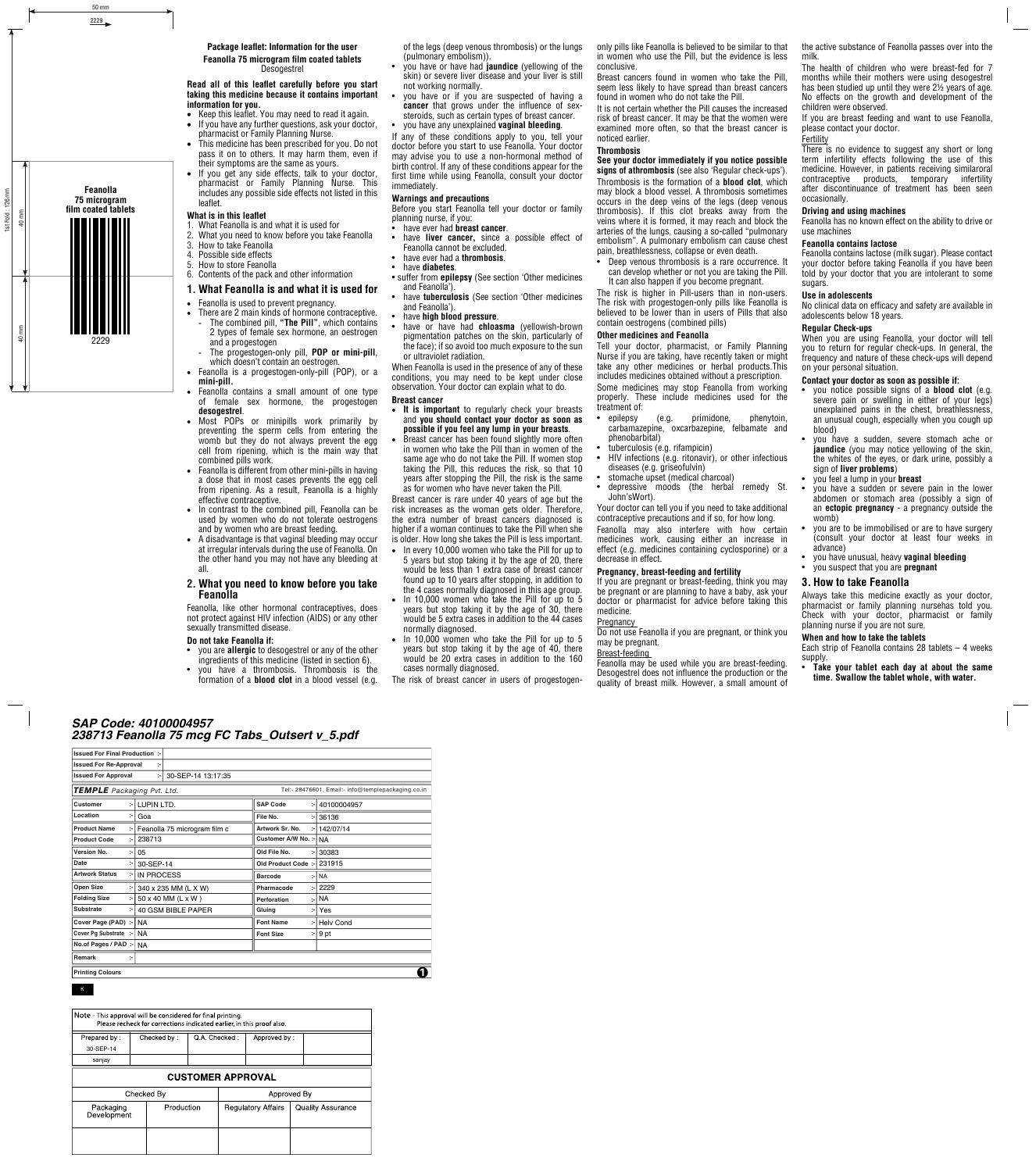50 mm

2229

1st Fold : 126mm

40 mm

40 mm

**Feanolla 75 microgram film coated tablets**

2229

# Package leaflet: Information for the user

**Feanolla 75 microgram film coated tablets**
Desogestrel

**Read all of this leaflet carefully before you start taking this medicine because it contains important information for you.**

- Keep this leaflet. You may need to read it again.
- If you have any further questions, ask your doctor, pharmacist or Family Planning Nurse.
- This medicine has been prescribed for you. Do not pass it on to others. It may harm them, even if their symptoms are the same as yours.
- If you get any side effects, talk to your doctor, pharmacist or Family Planning Nurse. This includes any possible side effects not listed in this leaflet.

**What is in this leaflet**

1. What Feanolla is and what it is used for
2. What you need to know before you take Feanolla
3. How to take Feanolla
4. Possible side effects
5. How to store Feanolla
6. Contents of the pack and other information

## 1. What Feanolla is and what it is used for

- Feanolla is used to prevent pregnancy.
- There are 2 main kinds of hormone contraceptive.
  - The combined pill, **"The Pill"**, which contains 2 types of female sex hormone, an oestrogen and a progestogen
  - The progestogen-only pill, **POP or mini-pill**, which doesn't contain an oestrogen.
- Feanolla is a progestogen-only-pill (POP), or a **mini-pill.**
- Feanolla contains a small amount of one type of female sex hormone, the progestogen **desogestrel**.
- Most POPs or minipills work primarily by preventing the sperm cells from entering the womb but they do not always prevent the egg cell from ripening, which is the main way that combined pills work.
- Feanolla is different from other mini-pills in having a dose that in most cases prevents the egg cell from ripening. As a result, Feanolla is a highly effective contraceptive.
- In contrast to the combined pill, Feanolla can be used by women who do not tolerate oestrogens and by women who are breast feeding.
- A disadvantage is that vaginal bleeding may occur at irregular intervals during the use of Feanolla. On the other hand you may not have any bleeding at all.

## 2. What you need to know before you take Feanolla

Feanolla, like other hormonal contraceptives, does not protect against HIV infection (AIDS) or any other sexually transmitted disease.

**Do not take Feanolla if:**

- you are **allergic** to desogestrel or any of the other ingredients of this medicine (listed in section 6).
- you have a thrombosis. Thrombosis is the formation of a **blood clot** in a blood vessel (e.g. of the legs (deep venous thrombosis) or the lungs (pulmonary embolism)).
- you have or have had **jaundice** (yellowing of the skin) or severe liver disease and your liver is still not working normally.
- you have or if you are suspected of having a **cancer** that grows under the influence of sex-steroids, such as certain types of breast cancer.
- you have any unexplained **vaginal bleeding**.

If any of these conditions apply to you, tell your doctor before you start to use Feanolla. Your doctor may advise you to use a non-hormonal method of birth control. If any of these conditions appear for the first time while using Feanolla, consult your doctor immediately.

**Warnings and precautions**

Before you start Feanolla tell your doctor or family planning nurse, if you:

- have ever had **breast cancer**.
- have **liver cancer,** since a possible effect of Feanolla cannot be excluded.
- have ever had a **thrombosis**.
- have **diabetes**.
- suffer from **epilepsy** (See section 'Other medicines and Feanolla').
- have **tuberculosis** (See section 'Other medicines and Feanolla').
- have **high blood pressure**.
- have or have had **chloasma** (yellowish-brown pigmentation patches on the skin, particularly of the face); if so avoid too much exposure to the sun or ultraviolet radiation.

When Feanolla is used in the presence of any of these conditions, you may need to be kept under close observation. Your doctor can explain what to do.

**Breast cancer**

- **It is important** to regularly check your breasts and **you should contact your doctor as soon as possible if you feel any lump in your breasts**.
- Breast cancer has been found slightly more often in women who take the Pill than in women of the same age who do not take the Pill. If women stop taking the Pill, this reduces the risk, so that 10 years after stopping the Pill, the risk is the same as for women who have never taken the Pill.

Breast cancer is rare under 40 years of age but the risk increases as the woman gets older. Therefore, the extra number of breast cancers diagnosed is higher if a woman continues to take the Pill when she is older. How long she takes the Pill is less important.

- In every 10,000 women who take the Pill for up to 5 years but stop taking it by the age of 20, there would be less than 1 extra case of breast cancer found up to 10 years after stopping, in addition to the 4 cases normally diagnosed in this age group.
- In 10,000 women who take the Pill for up to 5 years but stop taking it by the age of 30, there would be 5 extra cases in addition to the 44 cases normally diagnosed.
- In 10,000 women who take the Pill for up to 5 years but stop taking it by the age of 40, there would be 20 extra cases in addition to the 160 cases normally diagnosed.

The risk of breast cancer in users of progestogen-only pills like Feanolla is believed to be similar to that in women who use the Pill, but the evidence is less conclusive.

Breast cancers found in women who take the Pill, seem less likely to have spread than breast cancers found in women who do not take the Pill.

It is not certain whether the Pill causes the increased risk of breast cancer. It may be that the women were examined more often, so that the breast cancer is noticed earlier.

**Thrombosis**

**See your doctor immediately if you notice possible signs of athrombosis** (see also 'Regular check-ups').

Thrombosis is the formation of a **blood clot**, which may block a blood vessel. A thrombosis sometimes occurs in the deep veins of the legs (deep venous thrombosis). If this clot breaks away from the veins where it is formed, it may reach and block the arteries of the lungs, causing a so-called "pulmonary embolism". A pulmonary embolism can cause chest pain, breathlessness, collapse or even death.

- Deep venous thrombosis is a rare occurrence. It can develop whether or not you are taking the Pill. It can also happen if you become pregnant.

The risk is higher in Pill-users than in non-users. The risk with progestogen-only pills like Feanolla is believed to be lower than in users of Pills that also contain oestrogens (combined pills)

**Other medicines and Feanolla**

Tell your doctor, pharmacist, or Family Planning Nurse if you are taking, have recently taken or might take any other medicines or herbal products.This includes medicines obtained without a prescription.

Some medicines may stop Feanolla from working properly. These include medicines used for the treatment of:

- epilepsy (e.g. primidone, phenytoin, carbamazepine, oxcarbazepine, felbamate and phenobarbital)
- tuberculosis (e.g. rifampicin)
- HIV infections (e.g. ritonavir), or other infectious diseases (e.g. griseofulvin)
- stomache upset (medical charcoal)
- depressive moods (the herbal remedy St. John'sWort).

Your doctor can tell you if you need to take additional contraceptive precautions and if so, for how long.

Feanolla may also interfere with how certain medicines work, causing either an increase in effect (e.g. medicines containing cyclosporine) or a decrease in effect.

**Pregnancy, breast-feeding and fertility**

If you are pregnant or breast-feeding, think you may be pregnant or are planning to have a baby, ask your doctor or pharmacist for advice before taking this medicine.

Pregnancy

Do not use Feanolla if you are pregnant, or think you may be pregnant.

Breast-feeding

Feanolla may be used while you are breast-feeding. Desogestrel does not influence the production or the quality of breast milk. However, a small amount of the active substance of Feanolla passes over into the milk.

The health of children who were breast-fed for 7 months while their mothers were using desogestrel has been studied up until they were 2½ years of age. No effects on the growth and development of the children were observed.

If you are breast feeding and want to use Feanolla, please contact your doctor.

Fertility

There is no evidence to suggest any short or long term infertility effects following the use of this medicine. However, in patients receiving similaroral contraceptive products, temporary infertility after discontinuance of treatment has been seen occasionally.

**Driving and using machines**

Feanolla has no known effect on the ability to drive or use machines

**Feanolla contains lactose**

Feanolla contains lactose (milk sugar). Please contact your doctor before taking Feanolla if you have been told by your doctor that you are intolerant to some sugars.

**Use in adolescents**

No clinical data on efficacy and safety are available in adolescents below 18 years.

**Regular Check-ups**

When you are using Feanolla, your doctor will tell you to return for regular check-ups. In general, the frequency and nature of these check-ups will depend on your personal situation.

**Contact your doctor as soon as possible if:**

- you notice possible signs of a **blood clot** (e.g. severe pain or swelling in either of your legs) unexplained pains in the chest, breathlessness, an unusual cough, especially when you cough up blood)
- you have a sudden, severe stomach ache or **jaundice** (you may notice yellowing of the skin, the whites of the eyes, or dark urine, possibly a sign of **liver problems**)
- you feel a lump in your **breast**
- you have a sudden or severe pain in the lower abdomen or stomach area (possibly a sign of an **ectopic pregnancy** - a pregnancy outside the womb)
- you are to be immobilised or are to have surgery (consult your doctor at least four weeks in advance)
- you have unusual, heavy **vaginal bleeding**
- you suspect that you are **pregnant**

## 3. How to take Feanolla

Always take this medicine exactly as your doctor, pharmacist or family planning nursehas told you. Check with your doctor, pharmacist or family planning nurse if you are not sure.

**When and how to take the tablets**

Each strip of Feanolla contains 28 tablets – 4 weeks supply.

- **Take your tablet each day at about the same time. Swallow the tablet whole, with water.**

***SAP Code: 40100004957***
***238713 Feanolla 75 mcg FC Tabs_Outsert v_5.pdf***

| | |
|---|---|
| Issued For Final Production :- | |
| Issued For Re-Approval :- | |
| Issued For Approval :- | 30-SEP-14 13:17:35 |

*TEMPLE Packaging Pvt. Ltd.* Tel:- 28476601, Email:- info@templepackaging.co.in

| | | | |
|---|---|---|---|
| Customer | LUPIN LTD. | SAP Code | 40100004957 |
| Location | Goa | File No. | 36136 |
| Product Name | Feanolla 75 microgram film c | Artwork Sr. No. | 142/07/14 |
| Product Code | 238713 | Customer A/W No. | NA |
| Version No. | 05 | Old File No. | 30383 |
| Date | 30-SEP-14 | Old Product Code | 231915 |
| Artwork Status | IN PROCESS | Barcode | NA |
| Open Size | 340 x 235 MM (L X W) | Pharmacode | 2229 |
| Folding Size | 50 x 40 MM (L x W ) | Perforation | NA |
| Substrate | 40 GSM BIBLE PAPER | Gluing | Yes |
| Cover Page (PAD) | NA | Font Name | Helv Cond |
| Cover Pg Substrate | NA | Font Size | 9 pt |
| No.of Pages / PAD | NA | | |
| Remark | | | |

Printing Colours 1

K

Note - This approval will be considered for final printing.
Please recheck for corrections indicated earlier, in this proof also.

| Prepared by : | Checked by : | Q.A. Checked : | Approved by : | |
|---|---|---|---|---|
| 30-SEP-14 | | | | |
| sanjay | | | | |

**CUSTOMER APPROVAL**

| Checked By | | Approved By | |
|---|---|---|---|
| Packaging Development | Production | Regulatory Affairs | Quality Assurance |
| | | | |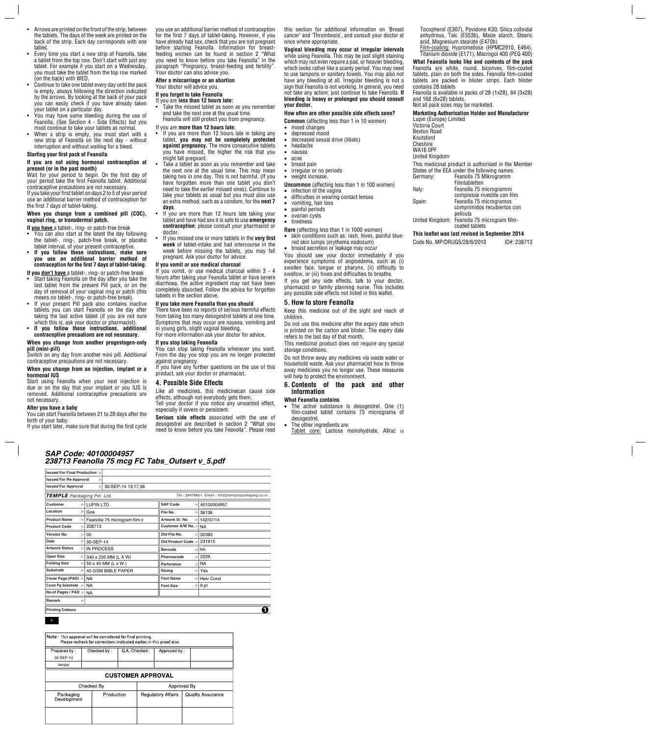- Arrows are printed on the front of the strip, between the tablets. The days of the week are printed on the back of the strip. Each day corresponds with one tablet.
- Every time you start a new strip of Feanolla, take a tablet from the top row. Don't start with just any tablet. For example if you start on a Wednesday, you must take the tablet from the top row marked (on the back) with WED.
- Continue to take one tablet every day until the pack is empty, always following the direction indicated by the arrows. By looking at the back of your pack you can easily check if you have already taken your tablet on a particular day.
- You may have some bleeding during the use of Feanolla, (See Section 4 - Side Effects) but you must continue to take your tablets as normal.
- When a strip is empty, you must start with a new strip of Feanolla on the next day - without interruption and without waiting for a bleed.

**Starting your first pack of Feanolla**

**If you are not using hormonal contraception at present (or in the past month)**

Wait for your period to begin. On the first day of your period take the first Feanolla tablet. Additional contraceptive precautions are not necessary.

If you take your first tablet on days 2 to 5 of your period use an additional barrier method of contraception for the first 7 days of tablet-taking.

**When you change from a combined pill (COC), vaginal ring, or transdermal patch.**

**If you have** a tablet-, ring- or patch-free break

- You can also start at the latest the day following the tablet-, ring-, patch-free break, or placebo tablet interval, of your present contraceptive.
- **If you follow these instructions, make sure you use an additional barrier method of contraception for the first 7 days of tablet-taking.**

**If you don't have** a tablet-, ring- or patch-free break

- Start taking Feanolla on the day after you take the last tablet from the present Pill pack, or on the day of removal of your vaginal ring or patch (this means no tablet-, ring- or patch-free break).
- If your present Pill pack also contains inactive tablets you can start Feanolla on the day after taking the last active tablet (if you are not sure which this is, ask your doctor or pharmacist).
- **If you follow these instructions, additional contraceptive precautions are not necessary.**

**When you change from another progestogen-only pill (mini-pill)**

Switch on any day from another mini pill. Additional contraceptive precautions are not necessary.

**When you change from an injection, implant or a hormonal IUS**

Start using Feanolla when your next injection is due or on the day that your implant or you IUS is removed. Additional contraceptive precautions are not necessary.

**After you have a baby**

You can start Feanolla between 21 to 28 days after the birth of your baby.

If you start later, make sure that during the first cycle you use an additional barrier method of contraception for the first 7 days of tablet-taking. However, if you have already had sex, check that you are not pregnant before starting Feanolla. Information for breast-feeding women can be found in section 2 "What you need to know before you take Feanolla" in the paragraph "Pregnancy, breast-feeding and fertility". Your doctor can also advise you.

**After a miscarriage or an abortion**

Your doctor will advice you.

**If you forget to take Feanolla**

If you are **less than 12 hours late:**

- Take the missed tablet as soon as you remember and take the next one at the usual time. Feanolla will still protect you from pregnancy.

If you are **more than 12 hours late:**

- If you are more than 12 hours late in taking any tablet, **you may not be completely protected against pregnancy.** The more consecutive tablets you have missed, the higher the risk that you might fall pregnant.
- Take a tablet as soon as you remember and take the next one at the usual time. This may mean taking two in one day. This is not harmful. (If you have forgotten more than one tablet you don't need to take the earlier missed ones). Continue to take your tablets as usual but you must also use an extra method, such as a condom, for the **next 7 days**.
- If you are more than 12 hours late taking your tablet and have had sex it is safe to use **emergency contraception**; please consult your pharmacist or doctor.
- If you missed one or more tablets in the **very first week** of tablet-intake and had intercourse in the week before missing the tablets, you may fall pregnant. Ask your doctor for advice.

**If you vomit or use medical charcoal**

If you vomit, or use medical charcoal within 3 - 4 hours after taking your Feanolla tablet or have severe diarrhoea, the active ingredient may not have been completely absorbed. Follow the advice for forgotten tablets in the section above.

**If you take more Feanolla than you should**

There have been no reports of serious harmful effects from taking too many desogestrel tablets at one time. Symptoms that may occur are nausea, vomiting and in young girls, slight vaginal bleeding.

For more information ask your doctor for advice.

**If you stop taking Feanolla**

You can stop taking Feanolla whenever you want. From the day you stop you are no longer protected against pregnancy.

If you have any further questions on the use of this product, ask your doctor or pharmacist.

## 4. Possible Side Effects

Like all medicines, this medicinecan cause side effects, although not everybody gets them.

Tell your doctor if you notice any unwanted effect, especially if severe or persistent.

**Serious side effects** associated with the use of desogestrel are described in section 2 "What you need to know before you take Feanolla". Please read this section for additional information on 'Breast cancer' and 'Thrombosis', and consult your doctor at once where appropriate.

**Vaginal bleeding may occur at irregular intervals** while using Feanolla. This may be just slight staining which may not even require a pad, or heavier bleeding, which looks rather like a scanty period. You may need to use tampons or sanitary towels. You may also not have any bleeding at all. Irregular bleeding is not a sign that Feanolla is not working. In general, you need not take any action; just continue to take Feanolla. **If bleeding is heavy or prolonged you should consult your doctor.**

**How often are other possible side effects seen?**

**Common** (affecting less than 1 in 10 women)

- mood changes
- depressed mood
- decreased sexual drive (libido)
- headache
- nausea
- acne
- breast pain
- irregular or no periods
- weight increase.

**Uncommon** (affecting less than 1 in 100 women)

- infection of the vagina
- difficulties in wearing contact lenses
- vomiting, hair loss
- painful periods
- ovarian cysts
- tiredness

**Rare** (affecting less than 1 in 1000 women)

- skin conditions such as: rash, hives, painful blue-red skin lumps (erythema nodosum)
- breast secretion or leakage may occur

You should see your doctor immediately if you experience symptoms of angioedema, such as (i) swollen face, tongue or pharynx, (ii) difficulty to swallow, or (iii) hives and difficulties to breathe.

If you get any side effects, talk to your doctor, pharmacist or family planning nurse. This includes any possible side effects not listed in this leaflet.

## 5. How to store Feanolla

Keep this medicine out of the sight and reach of children.

Do not use this medicine after the expiry date which is printed on the carton and blister. The expiry date refers to the last day of that month.

This medicinal product does not require any special storage conditions.

Do not throw away any medicines via waste water or household waste. Ask your pharmacist how to throw away medicines you no longer use. These measures will help to protect the environment.

## 6. Contents of the pack and other information

**What Feanolla contains**

- The active substance is desogestrel. One (1) film-coated tablet contains 75 micrograms of desogestrel.
- The other ingredients are:
  Tablet core: Lactose monohydrate, Allrac $\alpha$ Tocopherol (E307), Povidone K30, Silica colloidal anhydrous, Talc (E553b), Maize starch, Stearic acid, Magnesium stearate (E470b)
  Film-coating: Hypromellose (HPMC2910, E464), Titanium dioxide (E171), Macrogol 400 (PEG 400)

**What Feanolla looks like and contents of the pack**

Feanolla are white, round, biconvex, film-coated tablets, plain on both the sides. Feanolla film-coated tablets are packed in blister strips. Each blister contains 28 tablets

Feanolla is available in packs of 28 (1x28), 84 (3x28) and 168 (6x28) tablets.

Not all pack sizes may be marketed.

**Marketing Authorisation Holder and Manufacturer**

Lupin (Europe) Limited
Victoria Court
Bexton Road
Knutsford
Cheshire
WA16 0PF
United Kingdom

This medicinal product is authorised in the Member States of the EEA under the following names:

| | |
|---|---|
| Germany: | Feanolla 75 Mikrogramm Filmtabletten |
| Italy: | Feanolla 75 microgrammi compresse rivestite con film |
| Spain: | Feanolla 75 microgramos comprimidos recubiertos con película |
| United Kingdom: | Feanolla 75 microgram film-coated tablets |

**This leaflet was last revised in September 2014**

Code No. MP/DRUGS/28/6/2010 ID#: 238713

***SAP Code: 40100004957***
***238713 Feanolla 75 mcg FC Tabs_Outsert v_5.pdf***

| | | | |
|---|---|---|---|
| Issued For Final Production :- | | | |
| Issued For Re-Approval :- | | | |
| Issued For Approval :- | 30-SEP-14 13:17:36 | | |
| ***TEMPLE** Packaging Pvt. Ltd.* | | Tel:- 28476601, Email:- info@templepackaging.co.in | |
| Customer :- | LUPIN LTD. | SAP Code :- | 40100004957 |
| Location :- | Goa | File No. :- | 36136 |
| Product Name :- | Feanolla 75 microgram film c | Artwork Sr. No. :- | 142/07/14 |
| Product Code :- | 238713 | Customer A/W No. :- | NA |
| Version No. :- | 05 | Old File No. :- | 30383 |
| Date :- | 30-SEP-14 | Old Product Code :- | 231915 |
| Artwork Status :- | IN PROCESS | Barcode :- | NA |
| Open Size :- | 340 x 235 MM (L X W) | Pharmacode :- | 2229 |
| Folding Size :- | 50 x 40 MM (L x W ) | Perforation :- | NA |
| Substrate :- | 40 GSM BIBLE PAPER | Gluing :- | Yes |
| Cover Page (PAD) :- | NA | Font Name :- | Helv Cond |
| Cover Pg Substrate :- | NA | Font Size :- | 9 pt |
| No.of Pages / PAD :- | NA | | |
| Remark :- | | | |
| Printing Colours | | | 1 |

K

Note - This approval will be considered for final printing.
Please recheck for corrections indicated earlier, in this proof also.

| Prepared by : | Checked by : | Q.A. Checked : | Approved by : | |
|---|---|---|---|---|
| 30-SEP-14 | | | | |
| sanjay | | | | |

**CUSTOMER APPROVAL**

| Checked By | | Approved By | |
|---|---|---|---|
| Packaging Development | Production | Regulatory Affairs | Quality Assurance |
| | | | |